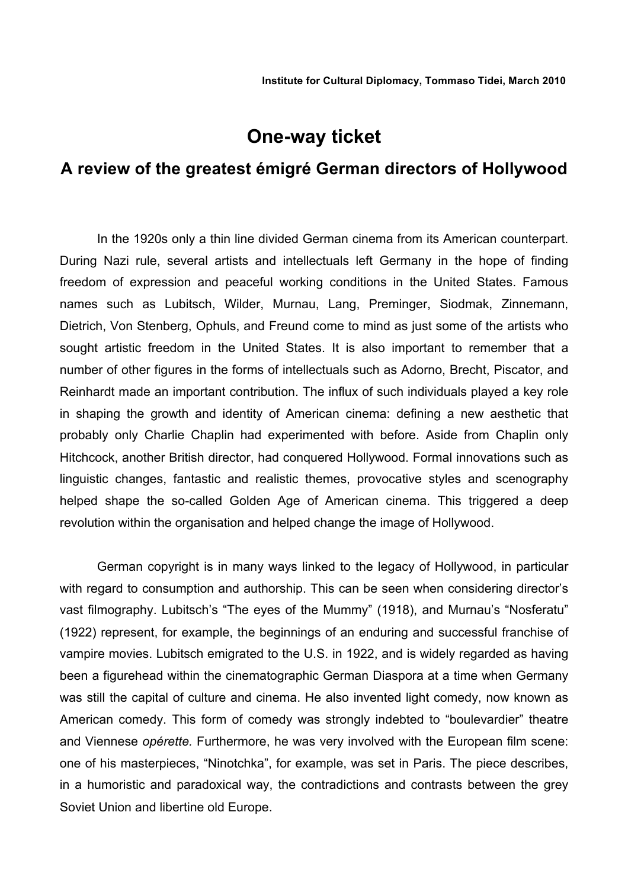**Institute for Cultural Diplomacy, Tommaso Tidei, March 2010**

# One-way ticket

## A review of the greatest émigré German directors of Hollywood

In the 1920s only a thin line divided German cinema from its American counterpart. During Nazi rule, several artists and intellectuals left Germany in the hope of finding freedom of expression and peaceful working conditions in the United States. Famous names such as Lubitsch, Wilder, Murnau, Lang, Preminger, Siodmak, Zinnemann, Dietrich, Von Stenberg, Ophuls, and Freund come to mind as just some of the artists who sought artistic freedom in the United States. It is also important to remember that a number of other figures in the forms of intellectuals such as Adorno, Brecht, Piscator, and Reinhardt made an important contribution. The influx of such individuals played a key role in shaping the growth and identity of American cinema: defining a new aesthetic that probably only Charlie Chaplin had experimented with before. Aside from Chaplin only Hitchcock, another British director, had conquered Hollywood. Formal innovations such as linguistic changes, fantastic and realistic themes, provocative styles and scenography helped shape the so-called Golden Age of American cinema. This triggered a deep revolution within the organisation and helped change the image of Hollywood.

German copyright is in many ways linked to the legacy of Hollywood, in particular with regard to consumption and authorship. This can be seen when considering director's vast filmography. Lubitsch's "The eyes of the Mummy" (1918), and Murnau's "Nosferatu" (1922) represent, for example, the beginnings of an enduring and successful franchise of vampire movies. Lubitsch emigrated to the U.S. in 1922, and is widely regarded as having been a figurehead within the cinematographic German Diaspora at a time when Germany was still the capital of culture and cinema. He also invented light comedy, now known as American comedy. This form of comedy was strongly indebted to "boulevardier" theatre and Viennese *opérette.* Furthermore, he was very involved with the European film scene: one of his masterpieces, "Ninotchka", for example, was set in Paris. The piece describes, in a humoristic and paradoxical way, the contradictions and contrasts between the grey Soviet Union and libertine old Europe.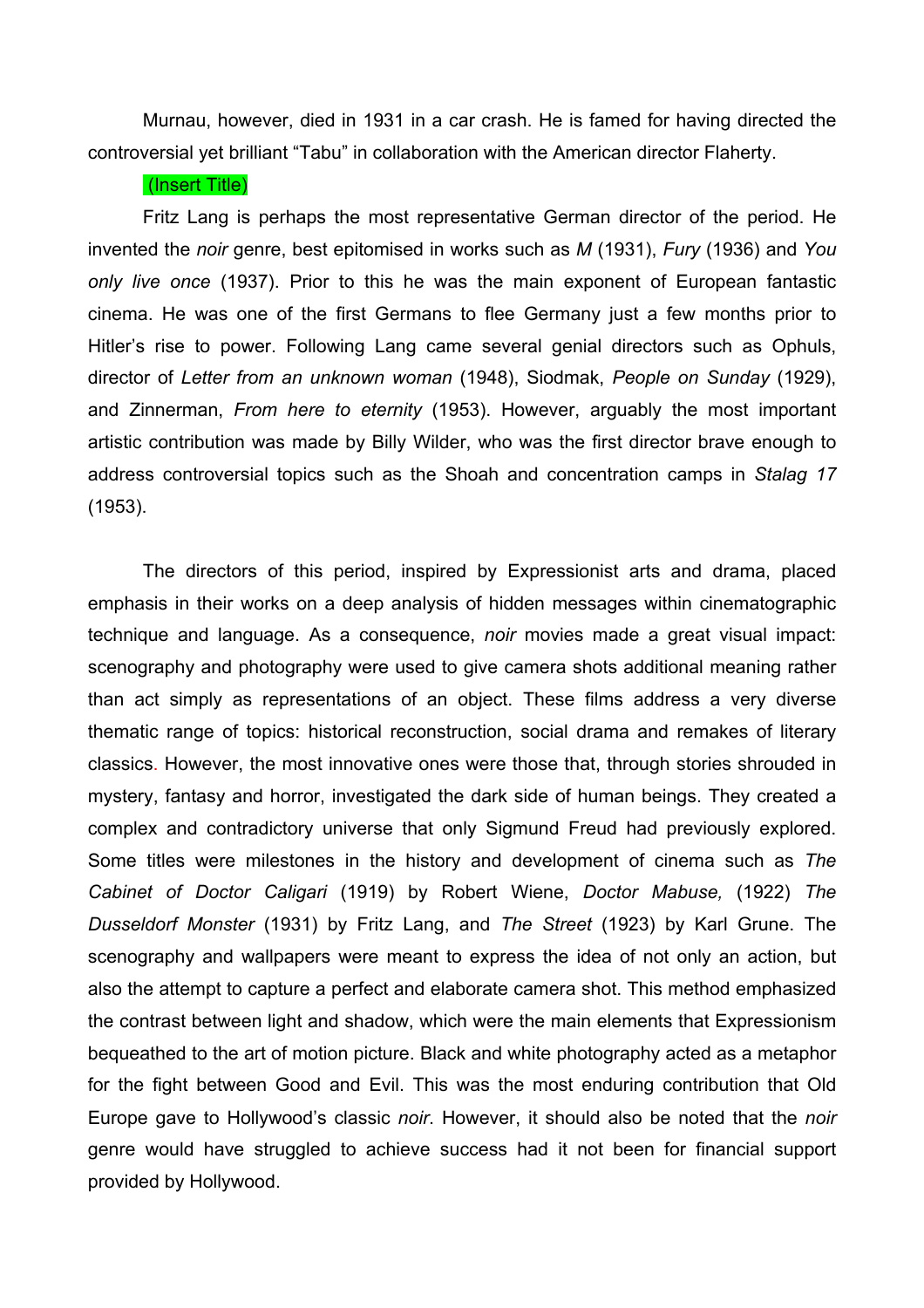Murnau, however, died in 1931 in a car crash. He is famed for having directed the controversial yet brilliant “Tabu” in collaboration with the American director Flaherty.

(Insert Title)

Fritz Lang is perhaps the most representative German director of the period. He invented the *noir* genre, best epitomised in works such as *M* (1931), *Fury* (1936) and *You only live once* (1937). Prior to this he was the main exponent of European fantastic cinema. He was one of the first Germans to flee Germany just a few months prior to Hitler’s rise to power. Following Lang came several genial directors such as Ophuls, director of *Letter from an unknown woman* (1948), Siodmak, *People on Sunday* (1929), and Zinnerman, *From here to eternity* (1953). However, arguably the most important artistic contribution was made by Billy Wilder, who was the first director brave enough to address controversial topics such as the Shoah and concentration camps in *Stalag 17* (1953).

The directors of this period, inspired by Expressionist arts and drama, placed emphasis in their works on a deep analysis of hidden messages within cinematographic technique and language. As a consequence, *noir* movies made a great visual impact: scenography and photography were used to give camera shots additional meaning rather than act simply as representations of an object. These films address a very diverse thematic range of topics: historical reconstruction, social drama and remakes of literary classics. However, the most innovative ones were those that, through stories shrouded in mystery, fantasy and horror, investigated the dark side of human beings. They created a complex and contradictory universe that only Sigmund Freud had previously explored. Some titles were milestones in the history and development of cinema such as *The Cabinet of Doctor Caligari* (1919) by Robert Wiene, *Doctor Mabuse,* (1922) *The Dusseldorf Monster* (1931) by Fritz Lang, and *The Street* (1923) by Karl Grune. The scenography and wallpapers were meant to express the idea of not only an action, but also the attempt to capture a perfect and elaborate camera shot. This method emphasized the contrast between light and shadow, which were the main elements that Expressionism bequeathed to the art of motion picture. Black and white photography acted as a metaphor for the fight between Good and Evil. This was the most enduring contribution that Old Europe gave to Hollywood’s classic *noir.* However, it should also be noted that the *noir* genre would have struggled to achieve success had it not been for financial support provided by Hollywood.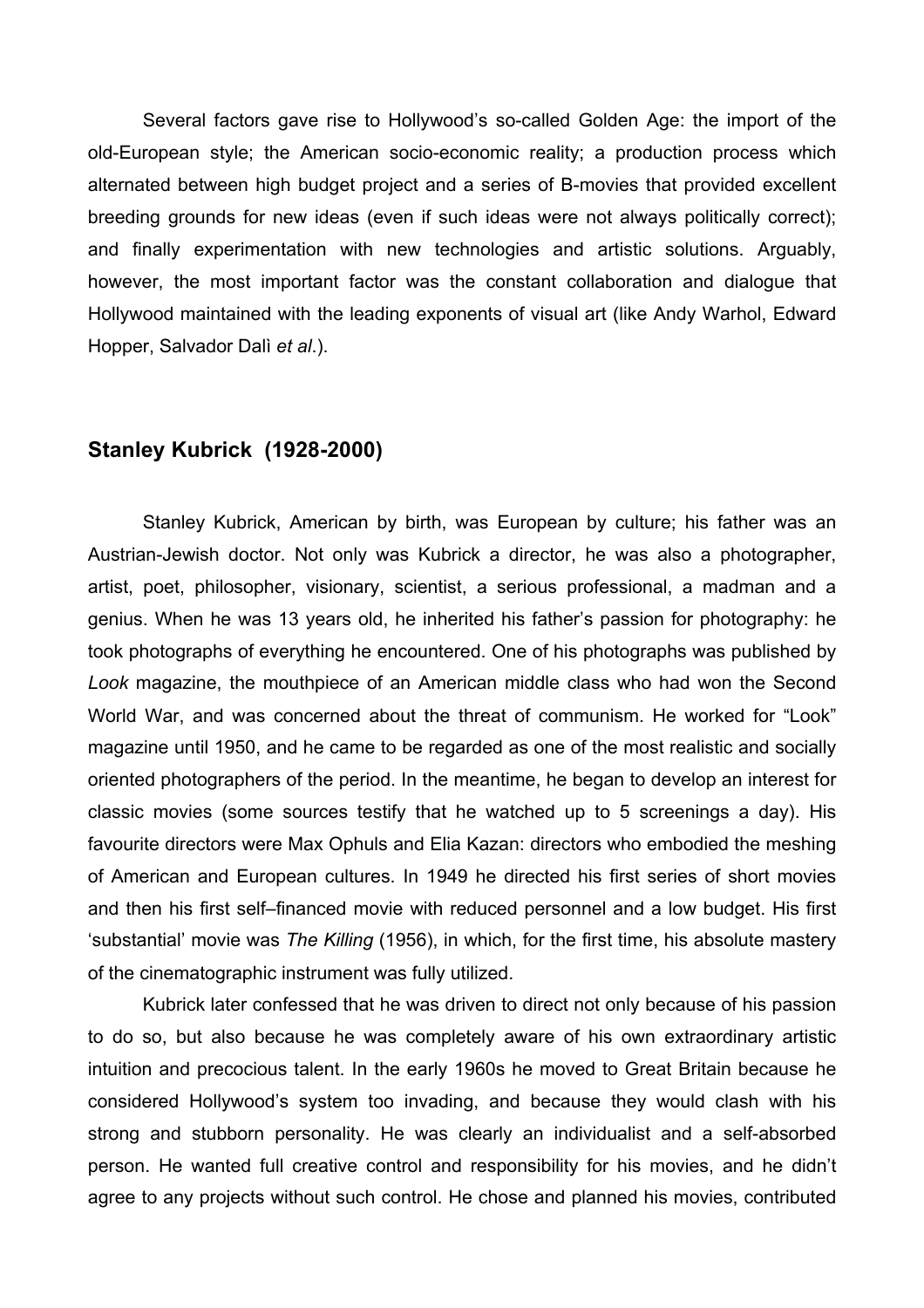Several factors gave rise to Hollywood's so-called Golden Age: the import of the old-European style; the American socio-economic reality; a production process which alternated between high budget project and a series of B-movies that provided excellent breeding grounds for new ideas (even if such ideas were not always politically correct); and finally experimentation with new technologies and artistic solutions. Arguably, however, the most important factor was the constant collaboration and dialogue that Hollywood maintained with the leading exponents of visual art (like Andy Warhol, Edward Hopper, Salvador Dalì *et al*.).

## Stanley Kubrick (1928-2000)

Stanley Kubrick, American by birth, was European by culture; his father was an Austrian-Jewish doctor. Not only was Kubrick a director, he was also a photographer, artist, poet, philosopher, visionary, scientist, a serious professional, a madman and a genius. When he was 13 years old, he inherited his father's passion for photography: he took photographs of everything he encountered. One of his photographs was published by *Look* magazine, the mouthpiece of an American middle class who had won the Second World War, and was concerned about the threat of communism. He worked for "Look" magazine until 1950, and he came to be regarded as one of the most realistic and socially oriented photographers of the period. In the meantime, he began to develop an interest for classic movies (some sources testify that he watched up to 5 screenings a day). His favourite directors were Max Ophuls and Elia Kazan: directors who embodied the meshing of American and European cultures. In 1949 he directed his first series of short movies and then his first self–financed movie with reduced personnel and a low budget. His first 'substantial' movie was *The Killing* (1956), in which, for the first time, his absolute mastery of the cinematographic instrument was fully utilized.

Kubrick later confessed that he was driven to direct not only because of his passion to do so, but also because he was completely aware of his own extraordinary artistic intuition and precocious talent. In the early 1960s he moved to Great Britain because he considered Hollywood's system too invading, and because they would clash with his strong and stubborn personality. He was clearly an individualist and a self-absorbed person. He wanted full creative control and responsibility for his movies, and he didn't agree to any projects without such control. He chose and planned his movies, contributed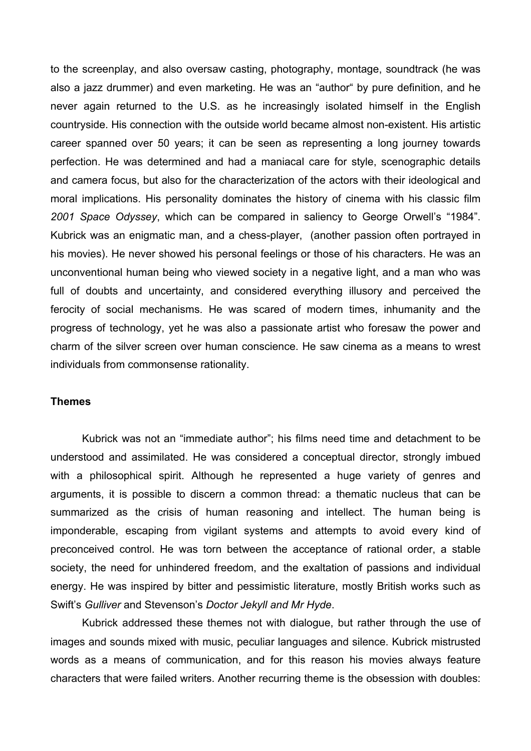to the screenplay, and also oversaw casting, photography, montage, soundtrack (he was also a jazz drummer) and even marketing. He was an "author" by pure definition, and he never again returned to the U.S. as he increasingly isolated himself in the English countryside. His connection with the outside world became almost non-existent. His artistic career spanned over 50 years; it can be seen as representing a long journey towards perfection. He was determined and had a maniacal care for style, scenographic details and camera focus, but also for the characterization of the actors with their ideological and moral implications. His personality dominates the history of cinema with his classic film *2001 Space Odyssey*, which can be compared in saliency to George Orwell's "1984". Kubrick was an enigmatic man, and a chess-player, (another passion often portrayed in his movies). He never showed his personal feelings or those of his characters. He was an unconventional human being who viewed society in a negative light, and a man who was full of doubts and uncertainty, and considered everything illusory and perceived the ferocity of social mechanisms. He was scared of modern times, inhumanity and the progress of technology, yet he was also a passionate artist who foresaw the power and charm of the silver screen over human conscience. He saw cinema as a means to wrest individuals from commonsense rationality.

**Themes**

Kubrick was not an "immediate author"; his films need time and detachment to be understood and assimilated. He was considered a conceptual director, strongly imbued with a philosophical spirit. Although he represented a huge variety of genres and arguments, it is possible to discern a common thread: a thematic nucleus that can be summarized as the crisis of human reasoning and intellect. The human being is imponderable, escaping from vigilant systems and attempts to avoid every kind of preconceived control. He was torn between the acceptance of rational order, a stable society, the need for unhindered freedom, and the exaltation of passions and individual energy. He was inspired by bitter and pessimistic literature, mostly British works such as Swift's *Gulliver* and Stevenson's *Doctor Jekyll and Mr Hyde*.

Kubrick addressed these themes not with dialogue, but rather through the use of images and sounds mixed with music, peculiar languages and silence. Kubrick mistrusted words as a means of communication, and for this reason his movies always feature characters that were failed writers. Another recurring theme is the obsession with doubles: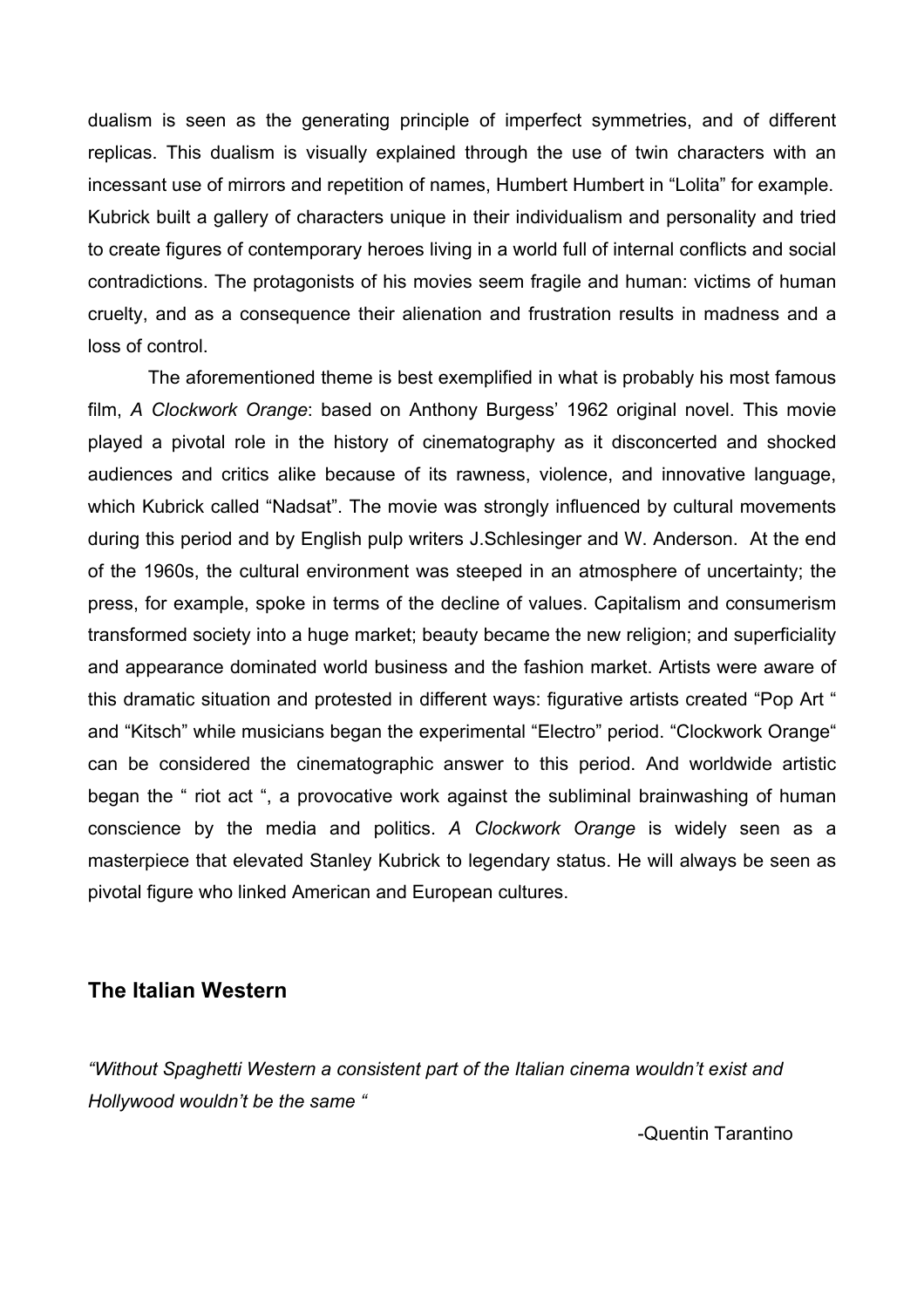dualism is seen as the generating principle of imperfect symmetries, and of different replicas. This dualism is visually explained through the use of twin characters with an incessant use of mirrors and repetition of names, Humbert Humbert in "Lolita" for example. Kubrick built a gallery of characters unique in their individualism and personality and tried to create figures of contemporary heroes living in a world full of internal conflicts and social contradictions. The protagonists of his movies seem fragile and human: victims of human cruelty, and as a consequence their alienation and frustration results in madness and a loss of control.

The aforementioned theme is best exemplified in what is probably his most famous film, *A Clockwork Orange*: based on Anthony Burgess' 1962 original novel. This movie played a pivotal role in the history of cinematography as it disconcerted and shocked audiences and critics alike because of its rawness, violence, and innovative language, which Kubrick called "Nadsat". The movie was strongly influenced by cultural movements during this period and by English pulp writers J.Schlesinger and W. Anderson. At the end of the 1960s, the cultural environment was steeped in an atmosphere of uncertainty; the press, for example, spoke in terms of the decline of values. Capitalism and consumerism transformed society into a huge market; beauty became the new religion; and superficiality and appearance dominated world business and the fashion market. Artists were aware of this dramatic situation and protested in different ways: figurative artists created "Pop Art " and "Kitsch" while musicians began the experimental "Electro" period. "Clockwork Orange" can be considered the cinematographic answer to this period. And worldwide artistic began the " riot act ", a provocative work against the subliminal brainwashing of human conscience by the media and politics. *A Clockwork Orange* is widely seen as a masterpiece that elevated Stanley Kubrick to legendary status. He will always be seen as pivotal figure who linked American and European cultures.

## The Italian Western

*"Without Spaghetti Western a consistent part of the Italian cinema wouldn't exist and Hollywood wouldn't be the same "*

-Quentin Tarantino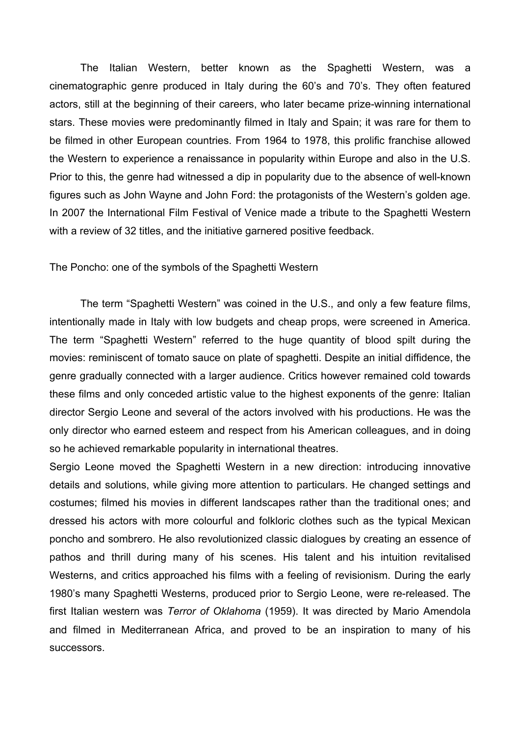The Italian Western, better known as the Spaghetti Western, was a cinematographic genre produced in Italy during the 60's and 70's. They often featured actors, still at the beginning of their careers, who later became prize-winning international stars. These movies were predominantly filmed in Italy and Spain; it was rare for them to be filmed in other European countries. From 1964 to 1978, this prolific franchise allowed the Western to experience a renaissance in popularity within Europe and also in the U.S. Prior to this, the genre had witnessed a dip in popularity due to the absence of well-known figures such as John Wayne and John Ford: the protagonists of the Western's golden age. In 2007 the International Film Festival of Venice made a tribute to the Spaghetti Western with a review of 32 titles, and the initiative garnered positive feedback.

The Poncho: one of the symbols of the Spaghetti Western

The term "Spaghetti Western" was coined in the U.S., and only a few feature films, intentionally made in Italy with low budgets and cheap props, were screened in America. The term "Spaghetti Western" referred to the huge quantity of blood spilt during the movies: reminiscent of tomato sauce on plate of spaghetti. Despite an initial diffidence, the genre gradually connected with a larger audience. Critics however remained cold towards these films and only conceded artistic value to the highest exponents of the genre: Italian director Sergio Leone and several of the actors involved with his productions. He was the only director who earned esteem and respect from his American colleagues, and in doing so he achieved remarkable popularity in international theatres.

Sergio Leone moved the Spaghetti Western in a new direction: introducing innovative details and solutions, while giving more attention to particulars. He changed settings and costumes; filmed his movies in different landscapes rather than the traditional ones; and dressed his actors with more colourful and folkloric clothes such as the typical Mexican poncho and sombrero. He also revolutionized classic dialogues by creating an essence of pathos and thrill during many of his scenes. His talent and his intuition revitalised Westerns, and critics approached his films with a feeling of revisionism. During the early 1980's many Spaghetti Westerns, produced prior to Sergio Leone, were re-released. The first Italian western was *Terror of Oklahoma* (1959). It was directed by Mario Amendola and filmed in Mediterranean Africa, and proved to be an inspiration to many of his successors.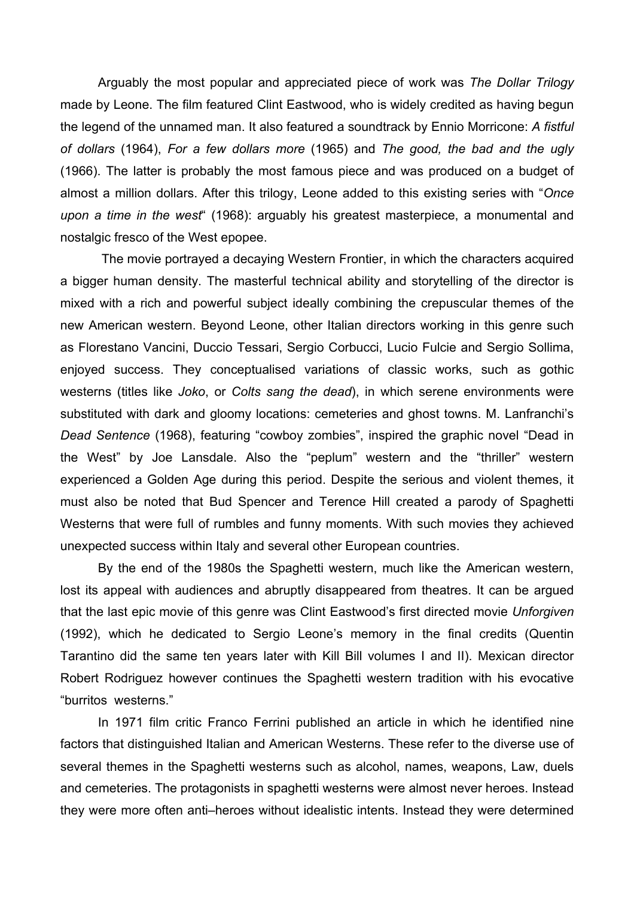Arguably the most popular and appreciated piece of work was *The Dollar Trilogy* made by Leone. The film featured Clint Eastwood, who is widely credited as having begun the legend of the unnamed man. It also featured a soundtrack by Ennio Morricone: *A fistful of dollars* (1964), *For a few dollars more* (1965) and *The good, the bad and the ugly* (1966). The latter is probably the most famous piece and was produced on a budget of almost a million dollars. After this trilogy, Leone added to this existing series with "*Once upon a time in the west*" (1968): arguably his greatest masterpiece, a monumental and nostalgic fresco of the West epopee.

The movie portrayed a decaying Western Frontier, in which the characters acquired a bigger human density. The masterful technical ability and storytelling of the director is mixed with a rich and powerful subject ideally combining the crepuscular themes of the new American western. Beyond Leone, other Italian directors working in this genre such as Florestano Vancini, Duccio Tessari, Sergio Corbucci, Lucio Fulcie and Sergio Sollima, enjoyed success. They conceptualised variations of classic works, such as gothic westerns (titles like *Joko*, or *Colts sang the dead*), in which serene environments were substituted with dark and gloomy locations: cemeteries and ghost towns. M. Lanfranchi's *Dead Sentence* (1968), featuring "cowboy zombies", inspired the graphic novel "Dead in the West" by Joe Lansdale. Also the "peplum" western and the "thriller" western experienced a Golden Age during this period. Despite the serious and violent themes, it must also be noted that Bud Spencer and Terence Hill created a parody of Spaghetti Westerns that were full of rumbles and funny moments. With such movies they achieved unexpected success within Italy and several other European countries.

By the end of the 1980s the Spaghetti western, much like the American western, lost its appeal with audiences and abruptly disappeared from theatres. It can be argued that the last epic movie of this genre was Clint Eastwood's first directed movie *Unforgiven* (1992), which he dedicated to Sergio Leone's memory in the final credits (Quentin Tarantino did the same ten years later with Kill Bill volumes I and II). Mexican director Robert Rodriguez however continues the Spaghetti western tradition with his evocative "burritos westerns."

In 1971 film critic Franco Ferrini published an article in which he identified nine factors that distinguished Italian and American Westerns. These refer to the diverse use of several themes in the Spaghetti westerns such as alcohol, names, weapons, Law, duels and cemeteries. The protagonists in spaghetti westerns were almost never heroes. Instead they were more often anti–heroes without idealistic intents. Instead they were determined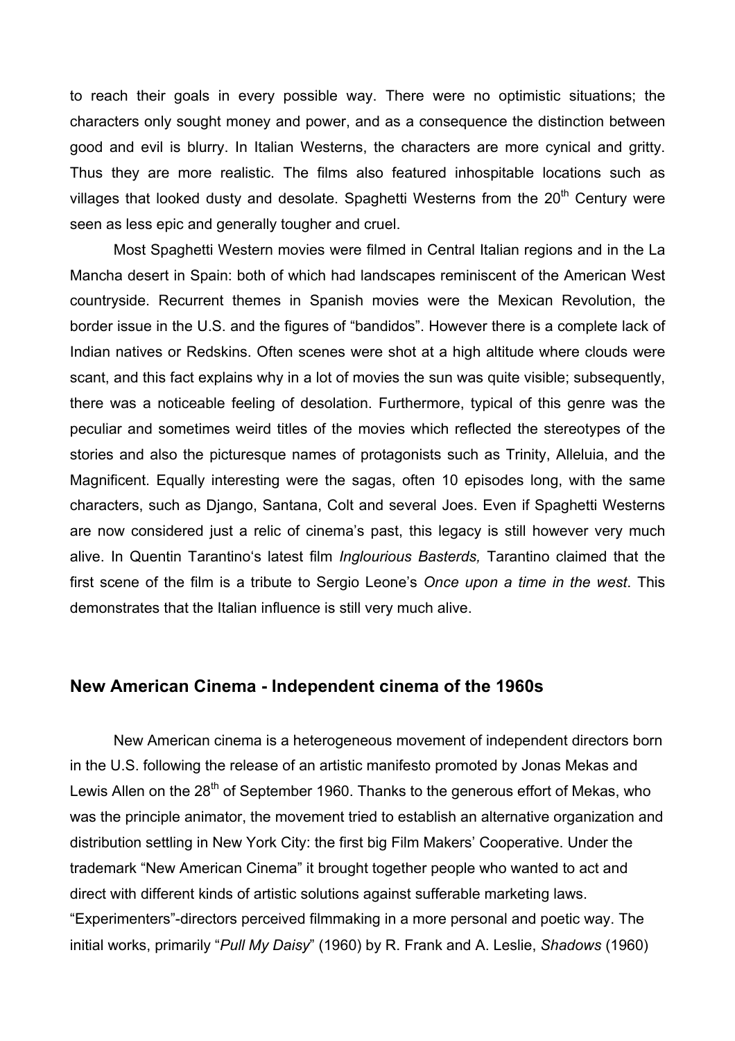to reach their goals in every possible way. There were no optimistic situations; the characters only sought money and power, and as a consequence the distinction between good and evil is blurry. In Italian Westerns, the characters are more cynical and gritty. Thus they are more realistic. The films also featured inhospitable locations such as villages that looked dusty and desolate. Spaghetti Westerns from the 20th Century were seen as less epic and generally tougher and cruel.

Most Spaghetti Western movies were filmed in Central Italian regions and in the La Mancha desert in Spain: both of which had landscapes reminiscent of the American West countryside. Recurrent themes in Spanish movies were the Mexican Revolution, the border issue in the U.S. and the figures of "bandidos". However there is a complete lack of Indian natives or Redskins. Often scenes were shot at a high altitude where clouds were scant, and this fact explains why in a lot of movies the sun was quite visible; subsequently, there was a noticeable feeling of desolation. Furthermore, typical of this genre was the peculiar and sometimes weird titles of the movies which reflected the stereotypes of the stories and also the picturesque names of protagonists such as Trinity, Alleluia, and the Magnificent. Equally interesting were the sagas, often 10 episodes long, with the same characters, such as Django, Santana, Colt and several Joes. Even if Spaghetti Westerns are now considered just a relic of cinema's past, this legacy is still however very much alive. In Quentin Tarantino's latest film *Inglourious Basterds,* Tarantino claimed that the first scene of the film is a tribute to Sergio Leone's *Once upon a time in the west*. This demonstrates that the Italian influence is still very much alive.

## New American Cinema - Independent cinema of the 1960s

New American cinema is a heterogeneous movement of independent directors born in the U.S. following the release of an artistic manifesto promoted by Jonas Mekas and Lewis Allen on the 28th of September 1960. Thanks to the generous effort of Mekas, who was the principle animator, the movement tried to establish an alternative organization and distribution settling in New York City: the first big Film Makers' Cooperative. Under the trademark "New American Cinema" it brought together people who wanted to act and direct with different kinds of artistic solutions against sufferable marketing laws. "Experimenters"-directors perceived filmmaking in a more personal and poetic way. The initial works, primarily "*Pull My Daisy*" (1960) by R. Frank and A. Leslie, *Shadows* (1960)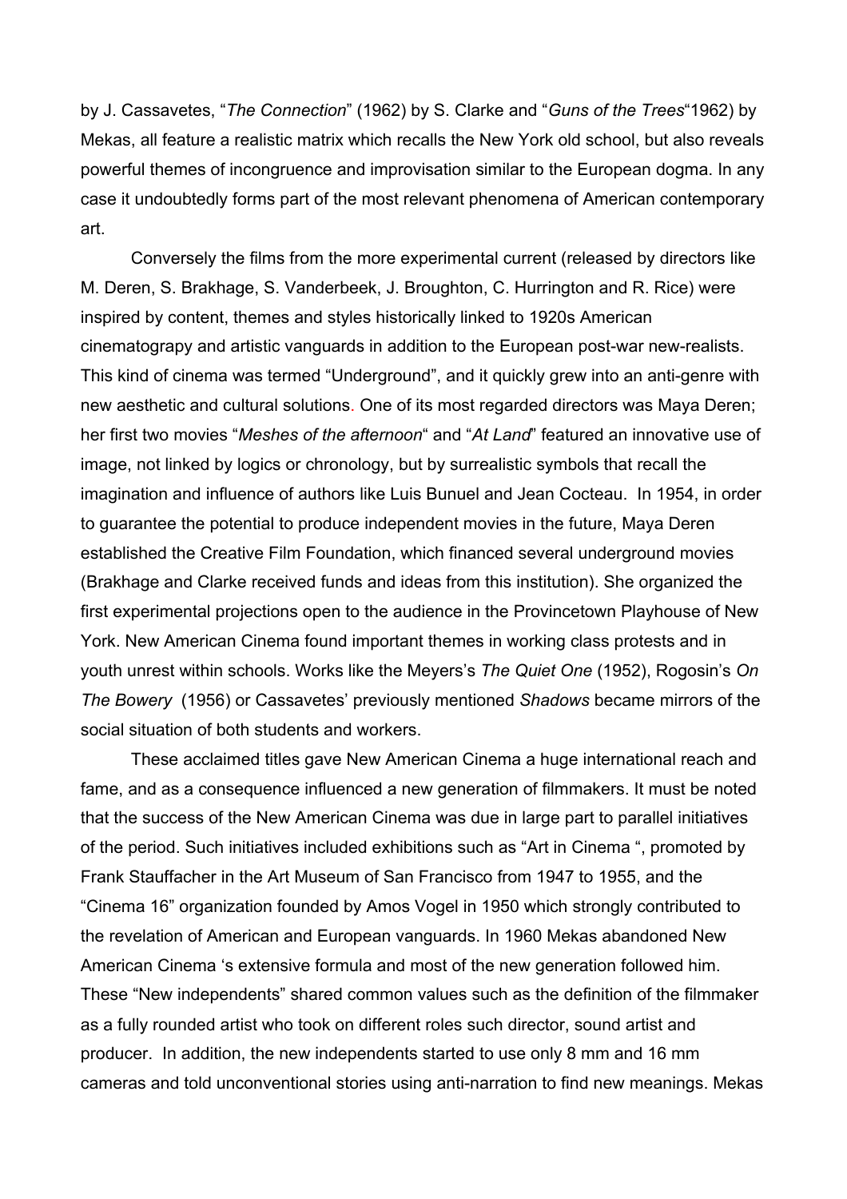by J. Cassavetes, “*The Connection*” (1962) by S. Clarke and “*Guns of the Trees*“1962) by Mekas, all feature a realistic matrix which recalls the New York old school, but also reveals powerful themes of incongruence and improvisation similar to the European dogma. In any case it undoubtedly forms part of the most relevant phenomena of American contemporary art.

Conversely the films from the more experimental current (released by directors like M. Deren, S. Brakhage, S. Vanderbeek, J. Broughton, C. Hurrington and R. Rice) were inspired by content, themes and styles historically linked to 1920s American cinematograpy and artistic vanguards in addition to the European post-war new-realists. This kind of cinema was termed “Underground”, and it quickly grew into an anti-genre with new aesthetic and cultural solutions. One of its most regarded directors was Maya Deren; her first two movies “*Meshes of the afternoon*“ and “*At Land*” featured an innovative use of image, not linked by logics or chronology, but by surrealistic symbols that recall the imagination and influence of authors like Luis Bunuel and Jean Cocteau. In 1954, in order to guarantee the potential to produce independent movies in the future, Maya Deren established the Creative Film Foundation, which financed several underground movies (Brakhage and Clarke received funds and ideas from this institution). She organized the first experimental projections open to the audience in the Provincetown Playhouse of New York. New American Cinema found important themes in working class protests and in youth unrest within schools. Works like the Meyers’s *The Quiet One* (1952), Rogosin’s *On The Bowery* (1956) or Cassavetes’ previously mentioned *Shadows* became mirrors of the social situation of both students and workers.

These acclaimed titles gave New American Cinema a huge international reach and fame, and as a consequence influenced a new generation of filmmakers. It must be noted that the success of the New American Cinema was due in large part to parallel initiatives of the period. Such initiatives included exhibitions such as “Art in Cinema “, promoted by Frank Stauffacher in the Art Museum of San Francisco from 1947 to 1955, and the “Cinema 16” organization founded by Amos Vogel in 1950 which strongly contributed to the revelation of American and European vanguards. In 1960 Mekas abandoned New American Cinema ‘s extensive formula and most of the new generation followed him. These “New independents” shared common values such as the definition of the filmmaker as a fully rounded artist who took on different roles such director, sound artist and producer. In addition, the new independents started to use only 8 mm and 16 mm cameras and told unconventional stories using anti-narration to find new meanings. Mekas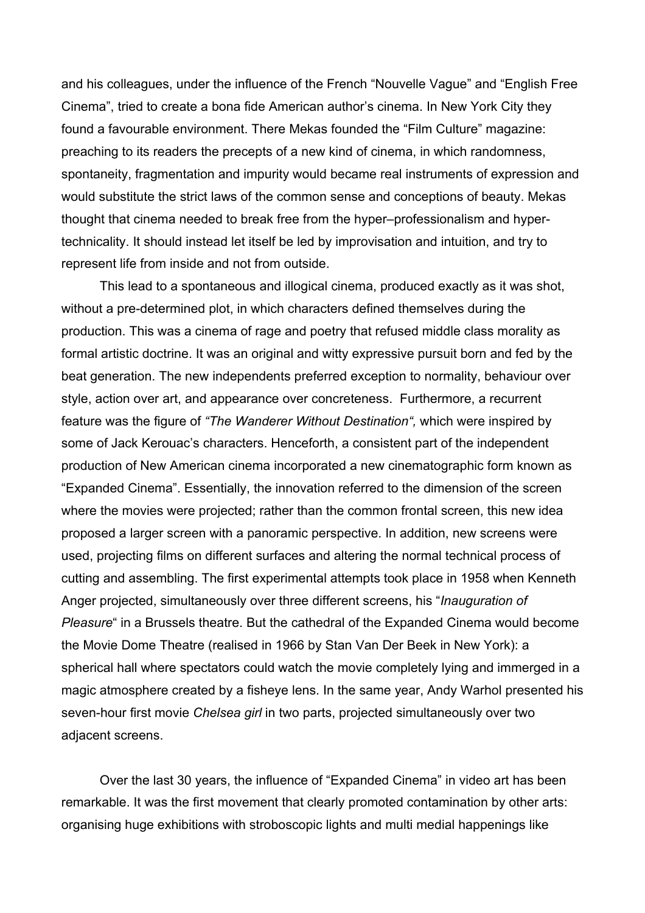and his colleagues, under the influence of the French "Nouvelle Vague" and "English Free Cinema", tried to create a bona fide American author's cinema. In New York City they found a favourable environment. There Mekas founded the "Film Culture" magazine: preaching to its readers the precepts of a new kind of cinema, in which randomness, spontaneity, fragmentation and impurity would became real instruments of expression and would substitute the strict laws of the common sense and conceptions of beauty. Mekas thought that cinema needed to break free from the hyper–professionalism and hyper-technicality. It should instead let itself be led by improvisation and intuition, and try to represent life from inside and not from outside.

This lead to a spontaneous and illogical cinema, produced exactly as it was shot, without a pre-determined plot, in which characters defined themselves during the production. This was a cinema of rage and poetry that refused middle class morality as formal artistic doctrine. It was an original and witty expressive pursuit born and fed by the beat generation. The new independents preferred exception to normality, behaviour over style, action over art, and appearance over concreteness. Furthermore, a recurrent feature was the figure of *"The Wanderer Without Destination",* which were inspired by some of Jack Kerouac's characters. Henceforth, a consistent part of the independent production of New American cinema incorporated a new cinematographic form known as "Expanded Cinema". Essentially, the innovation referred to the dimension of the screen where the movies were projected; rather than the common frontal screen, this new idea proposed a larger screen with a panoramic perspective. In addition, new screens were used, projecting films on different surfaces and altering the normal technical process of cutting and assembling. The first experimental attempts took place in 1958 when Kenneth Anger projected, simultaneously over three different screens, his "*Inauguration of Pleasure*" in a Brussels theatre. But the cathedral of the Expanded Cinema would become the Movie Dome Theatre (realised in 1966 by Stan Van Der Beek in New York): a spherical hall where spectators could watch the movie completely lying and immerged in a magic atmosphere created by a fisheye lens. In the same year, Andy Warhol presented his seven-hour first movie *Chelsea girl* in two parts, projected simultaneously over two adjacent screens.

Over the last 30 years, the influence of "Expanded Cinema" in video art has been remarkable. It was the first movement that clearly promoted contamination by other arts: organising huge exhibitions with stroboscopic lights and multi medial happenings like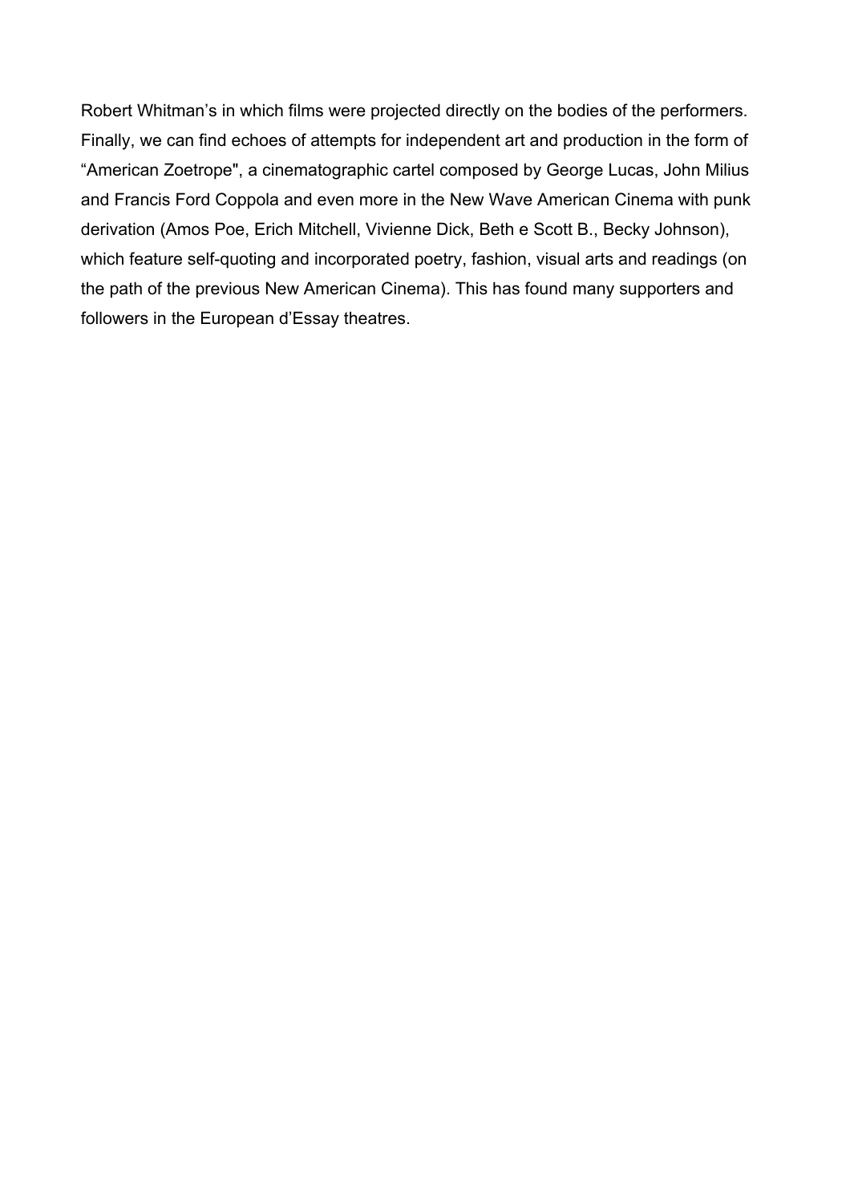Robert Whitman’s in which films were projected directly on the bodies of the performers. Finally, we can find echoes of attempts for independent art and production in the form of “American Zoetrope", a cinematographic cartel composed by George Lucas, John Milius and Francis Ford Coppola and even more in the New Wave American Cinema with punk derivation (Amos Poe, Erich Mitchell, Vivienne Dick, Beth e Scott B., Becky Johnson), which feature self-quoting and incorporated poetry, fashion, visual arts and readings (on the path of the previous New American Cinema). This has found many supporters and followers in the European d’Essay theatres.